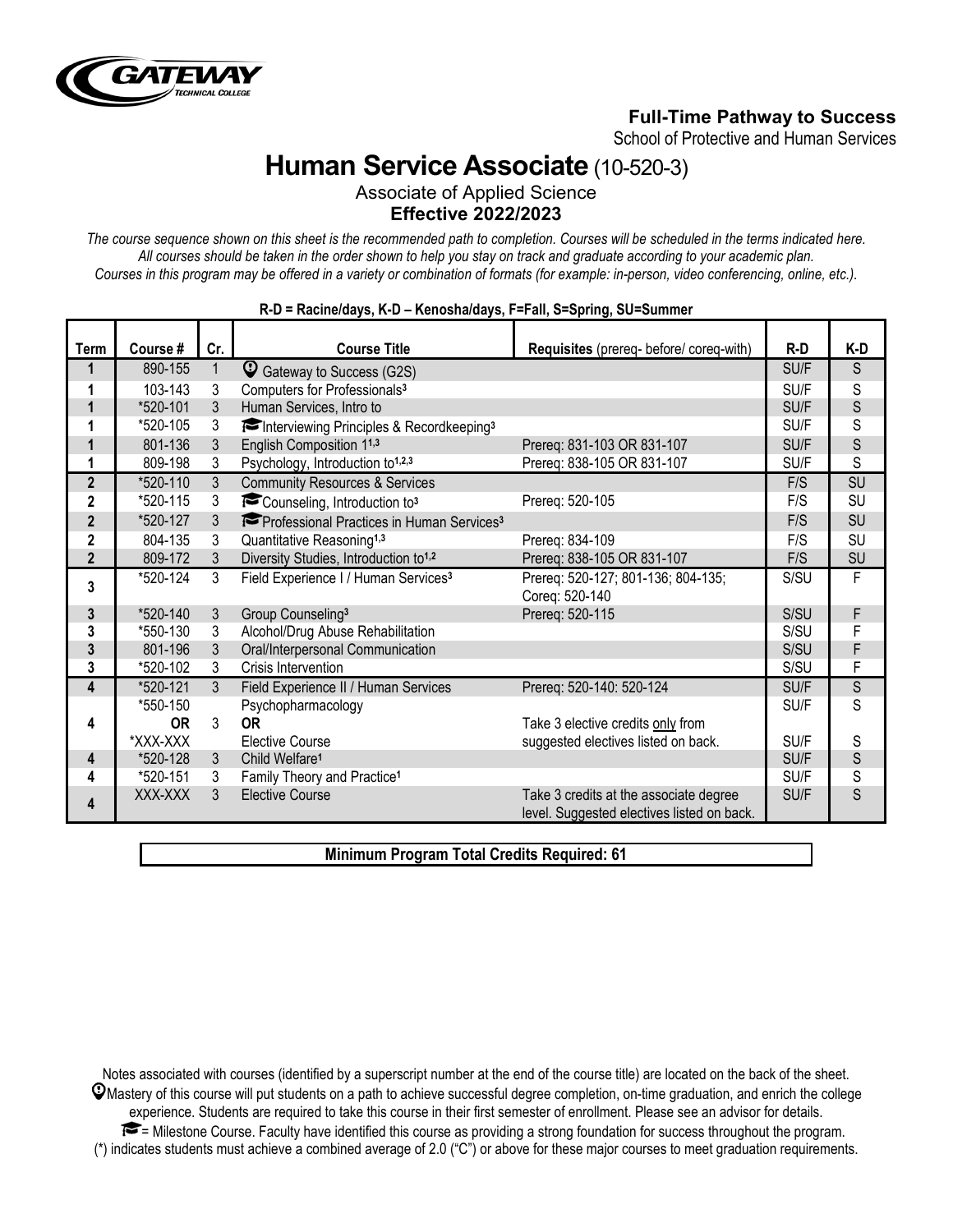**Full-Time Pathway to Success**

School of Protective and Human Services

# Human Service Associate (10-520-3)

Associate of Applied Science

**Effective 2022/2023**

*The course sequence shown on this sheet is the recommended path to completion. Courses will be scheduled in the terms indicated here. All courses should be taken in the order shown to help you stay on track and graduate according to your academic plan. Courses in this program may be offered in a variety or combination of formats (for example: in-person, video conferencing, online, etc.).*

**R-D = Racine/days, K-D – Kenosha/days, F=Fall, S=Spring, SU=Summer**

| Term | Course # | Cr. | Course Title | Requisites (prereq- before/ coreq-with) | R-D | K-D |
|---|---|---|---|---|---|---|
| 1 | 890-155 | 1 | Gateway to Success (G2S) | | SU/F | S |
| 1 | 103-143 | 3 | Computers for Professionals[3] | | SU/F | S |
| 1 | *520-101 | 3 | Human Services, Intro to | | SU/F | S |
| 1 | *520-105 | 3 | Interviewing Principles & Recordkeeping[3] | | SU/F | S |
| 1 | 801-136 | 3 | English Composition 1[1,3] | Prereq: 831-103 OR 831-107 | SU/F | S |
| 1 | 809-198 | 3 | Psychology, Introduction to[1,2,3] | Prereq: 838-105 OR 831-107 | SU/F | S |
| 2 | *520-110 | 3 | Community Resources & Services | | F/S | SU |
| 2 | *520-115 | 3 | Counseling, Introduction to[3] | Prereq: 520-105 | F/S | SU |
| 2 | *520-127 | 3 | Professional Practices in Human Services[3] | | F/S | SU |
| 2 | 804-135 | 3 | Quantitative Reasoning[1,3] | Prereq: 834-109 | F/S | SU |
| 2 | 809-172 | 3 | Diversity Studies, Introduction to[1,2] | Prereq: 838-105 OR 831-107 | F/S | SU |
| 3 | *520-124 | 3 | Field Experience I / Human Services[3] | Prereq: 520-127; 801-136; 804-135; Coreq: 520-140 | S/SU | F |
| 3 | *520-140 | 3 | Group Counseling[3] | Prereq: 520-115 | S/SU | F |
| 3 | *550-130 | 3 | Alcohol/Drug Abuse Rehabilitation | | S/SU | F |
| 3 | 801-196 | 3 | Oral/Interpersonal Communication | | S/SU | F |
| 3 | *520-102 | 3 | Crisis Intervention | | S/SU | F |
| 4 | *520-121 | 3 | Field Experience II / Human Services | Prereq: 520-140: 520-124 | SU/F | S |
| 4 | *550-150 **OR** *XXX-XXX | 3 | Psychopharmacology **OR** Elective Course | Take 3 elective credits only from suggested electives listed on back. | SU/F SU/F | S S |
| 4 | *520-128 | 3 | Child Welfare[1] | | SU/F | S |
| 4 | *520-151 | 3 | Family Theory and Practice[1] | | SU/F | S |
| 4 | XXX-XXX | 3 | Elective Course | Take 3 credits at the associate degree level. Suggested electives listed on back. | SU/F | S |

**Minimum Program Total Credits Required: 61**

Notes associated with courses (identified by a superscript number at the end of the course title) are located on the back of the sheet.

Mastery of this course will put students on a path to achieve successful degree completion, on-time graduation, and enrich the college experience. Students are required to take this course in their first semester of enrollment. Please see an advisor for details.

= Milestone Course. Faculty have identified this course as providing a strong foundation for success throughout the program.

(*) indicates students must achieve a combined average of 2.0 ("C") or above for these major courses to meet graduation requirements.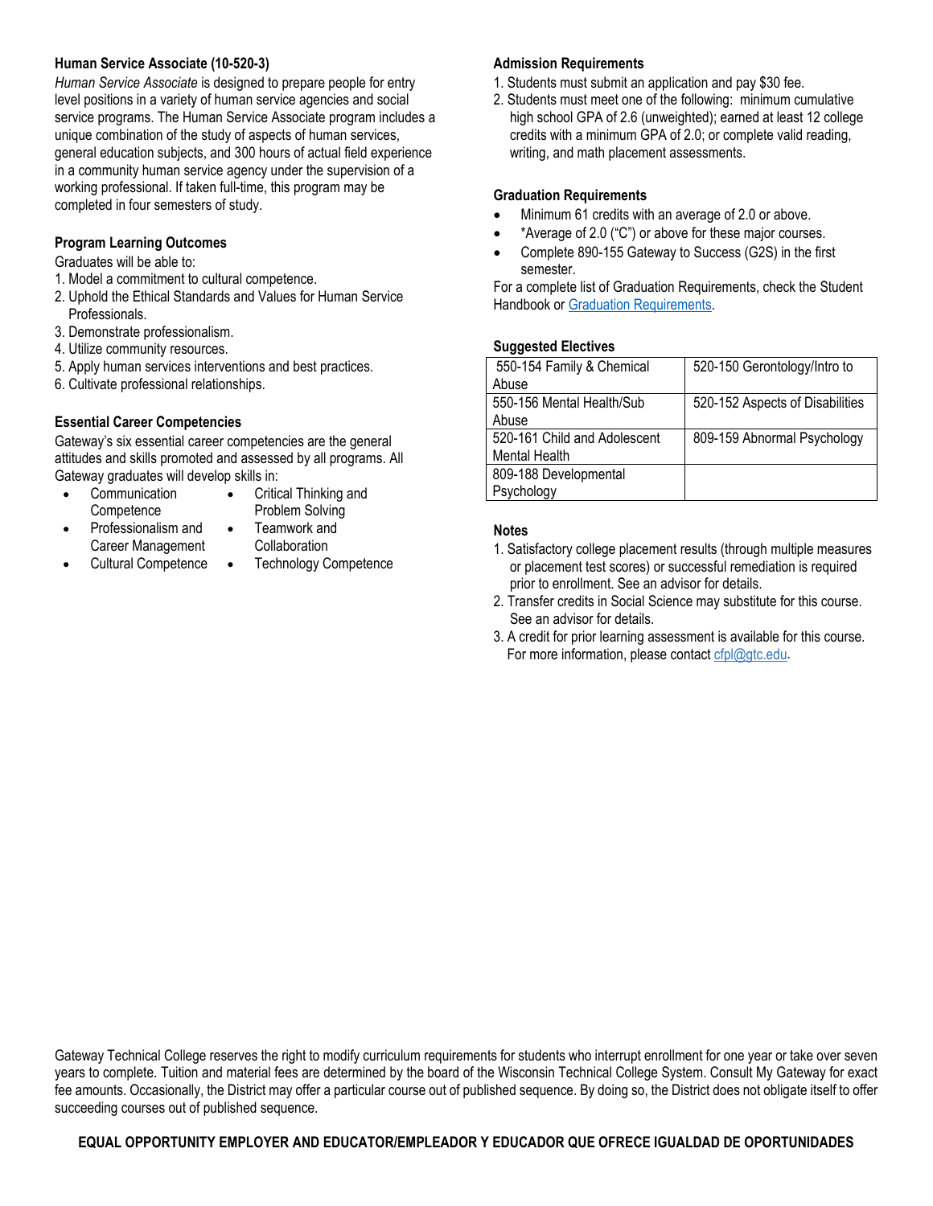### Human Service Associate (10-520-3)

*Human Service Associate* is designed to prepare people for entry level positions in a variety of human service agencies and social service programs. The Human Service Associate program includes a unique combination of the study of aspects of human services, general education subjects, and 300 hours of actual field experience in a community human service agency under the supervision of a working professional. If taken full-time, this program may be completed in four semesters of study.

### Program Learning Outcomes

Graduates will be able to:

1. Model a commitment to cultural competence.
2. Uphold the Ethical Standards and Values for Human Service Professionals.
3. Demonstrate professionalism.
4. Utilize community resources.
5. Apply human services interventions and best practices.
6. Cultivate professional relationships.

### Essential Career Competencies

Gateway's six essential career competencies are the general attitudes and skills promoted and assessed by all programs. All Gateway graduates will develop skills in:

- Communication Competence
- Critical Thinking and Problem Solving
- Professionalism and Career Management
- Teamwork and Collaboration
- Cultural Competence
- Technology Competence

### Admission Requirements

1. Students must submit an application and pay $30 fee.
2. Students must meet one of the following: minimum cumulative high school GPA of 2.6 (unweighted); earned at least 12 college credits with a minimum GPA of 2.0; or complete valid reading, writing, and math placement assessments.

### Graduation Requirements

- Minimum 61 credits with an average of 2.0 or above.
- *Average of 2.0 ("C") or above for these major courses.
- Complete 890-155 Gateway to Success (G2S) in the first semester.

For a complete list of Graduation Requirements, check the Student Handbook or [Graduation Requirements](#).

### Suggested Electives

| | |
|---|---|
| 550-154 Family & Chemical Abuse | 520-150 Gerontology/Intro to |
| 550-156 Mental Health/Sub Abuse | 520-152 Aspects of Disabilities |
| 520-161 Child and Adolescent Mental Health | 809-159 Abnormal Psychology |
| 809-188 Developmental Psychology | |

### Notes

1. Satisfactory college placement results (through multiple measures or placement test scores) or successful remediation is required prior to enrollment. See an advisor for details.
2. Transfer credits in Social Science may substitute for this course. See an advisor for details.
3. A credit for prior learning assessment is available for this course. For more information, please contact cfpl@gtc.edu.

Gateway Technical College reserves the right to modify curriculum requirements for students who interrupt enrollment for one year or take over seven years to complete. Tuition and material fees are determined by the board of the Wisconsin Technical College System. Consult My Gateway for exact fee amounts. Occasionally, the District may offer a particular course out of published sequence. By doing so, the District does not obligate itself to offer succeeding courses out of published sequence.

**EQUAL OPPORTUNITY EMPLOYER AND EDUCATOR/EMPLEADOR Y EDUCADOR QUE OFRECE IGUALDAD DE OPORTUNIDADES**